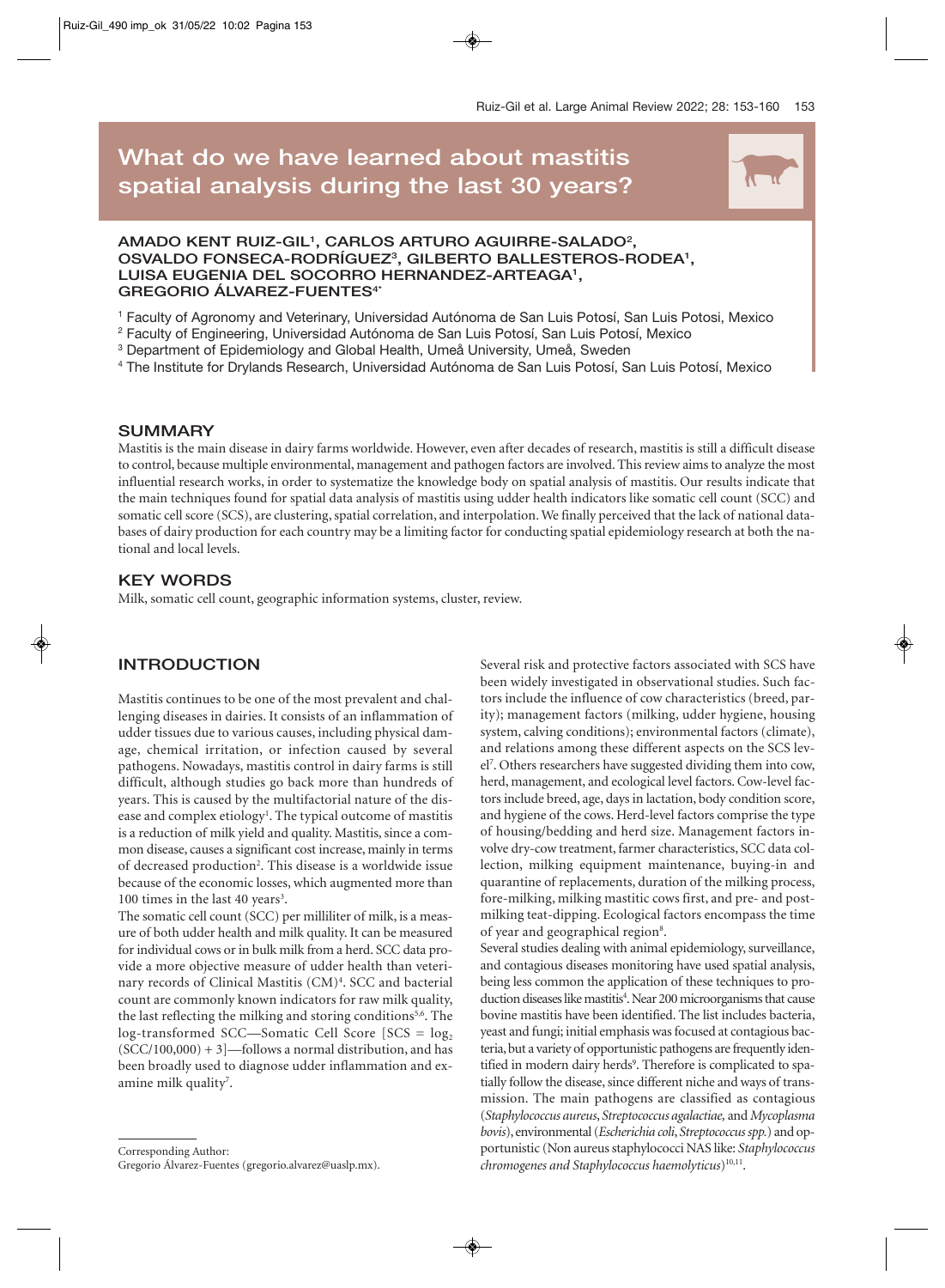# What do we have learned about mastitis spatial analysis during the last 30 years?

**AMADO KENT RUIZ-GIL[1], CARLOS ARTURO AGUIRRE-SALADO[2], OSVALDO FONSECA-RODRÍGUEZ[3], GILBERTO BALLESTEROS-RODEA[1], LUISA EUGENIA DEL SOCORRO HERNANDEZ-ARTEAGA[1], GREGORIO ÁLVAREZ-FUENTES[4*]**

[1] Faculty of Agronomy and Veterinary, Universidad Autónoma de San Luis Potosí, San Luis Potosi, Mexico
[2] Faculty of Engineering, Universidad Autónoma de San Luis Potosí, San Luis Potosí, Mexico
[3] Department of Epidemiology and Global Health, Umeå University, Umeå, Sweden
[4] The Institute for Drylands Research, Universidad Autónoma de San Luis Potosí, San Luis Potosí, Mexico

## SUMMARY

Mastitis is the main disease in dairy farms worldwide. However, even after decades of research, mastitis is still a difficult disease to control, because multiple environmental, management and pathogen factors are involved. This review aims to analyze the most influential research works, in order to systematize the knowledge body on spatial analysis of mastitis. Our results indicate that the main techniques found for spatial data analysis of mastitis using udder health indicators like somatic cell count (SCC) and somatic cell score (SCS), are clustering, spatial correlation, and interpolation. We finally perceived that the lack of national databases of dairy production for each country may be a limiting factor for conducting spatial epidemiology research at both the national and local levels.

## KEY WORDS

Milk, somatic cell count, geographic information systems, cluster, review.

## INTRODUCTION

Mastitis continues to be one of the most prevalent and challenging diseases in dairies. It consists of an inflammation of udder tissues due to various causes, including physical damage, chemical irritation, or infection caused by several pathogens. Nowadays, mastitis control in dairy farms is still difficult, although studies go back more than hundreds of years. This is caused by the multifactorial nature of the disease and complex etiology[1]. The typical outcome of mastitis is a reduction of milk yield and quality. Mastitis, since a common disease, causes a significant cost increase, mainly in terms of decreased production[2]. This disease is a worldwide issue because of the economic losses, which augmented more than 100 times in the last 40 years[3].

The somatic cell count (SCC) per milliliter of milk, is a measure of both udder health and milk quality. It can be measured for individual cows or in bulk milk from a herd. SCC data provide a more objective measure of udder health than veterinary records of Clinical Mastitis (CM)[4]. SCC and bacterial count are commonly known indicators for raw milk quality, the last reflecting the milking and storing conditions[5,6]. The log-transformed SCC—Somatic Cell Score [$SCS = \log_2(SCC/100{,}000) + 3$]—follows a normal distribution, and has been broadly used to diagnose udder inflammation and examine milk quality[7].

Several risk and protective factors associated with SCS have been widely investigated in observational studies. Such factors include the influence of cow characteristics (breed, parity); management factors (milking, udder hygiene, housing system, calving conditions); environmental factors (climate), and relations among these different aspects on the SCS level[7]. Others researchers have suggested dividing them into cow, herd, management, and ecological level factors. Cow-level factors include breed, age, days in lactation, body condition score, and hygiene of the cows. Herd-level factors comprise the type of housing/bedding and herd size. Management factors involve dry-cow treatment, farmer characteristics, SCC data collection, milking equipment maintenance, buying-in and quarantine of replacements, duration of the milking process, fore-milking, milking mastitic cows first, and pre- and post-milking teat-dipping. Ecological factors encompass the time of year and geographical region[8].

Several studies dealing with animal epidemiology, surveillance, and contagious diseases monitoring have used spatial analysis, being less common the application of these techniques to production diseases like mastitis[4]. Near 200 microorganisms that cause bovine mastitis have been identified. The list includes bacteria, yeast and fungi; initial emphasis was focused at contagious bacteria, but a variety of opportunistic pathogens are frequently identified in modern dairy herds[9]. Therefore is complicated to spatially follow the disease, since different niche and ways of transmission. The main pathogens are classified as contagious (*Staphylococcus aureus*, *Streptococcus agalactiae,* and *Mycoplasma bovis*), environmental (*Escherichia coli*, *Streptococcus spp.*) and opportunistic (Non aureus staphylococci NAS like: *Staphylococcus chromogenes and Staphylococcus haemolyticus*)[10,11].

Corresponding Author:
Gregorio Álvarez-Fuentes (gregorio.alvarez@uaslp.mx).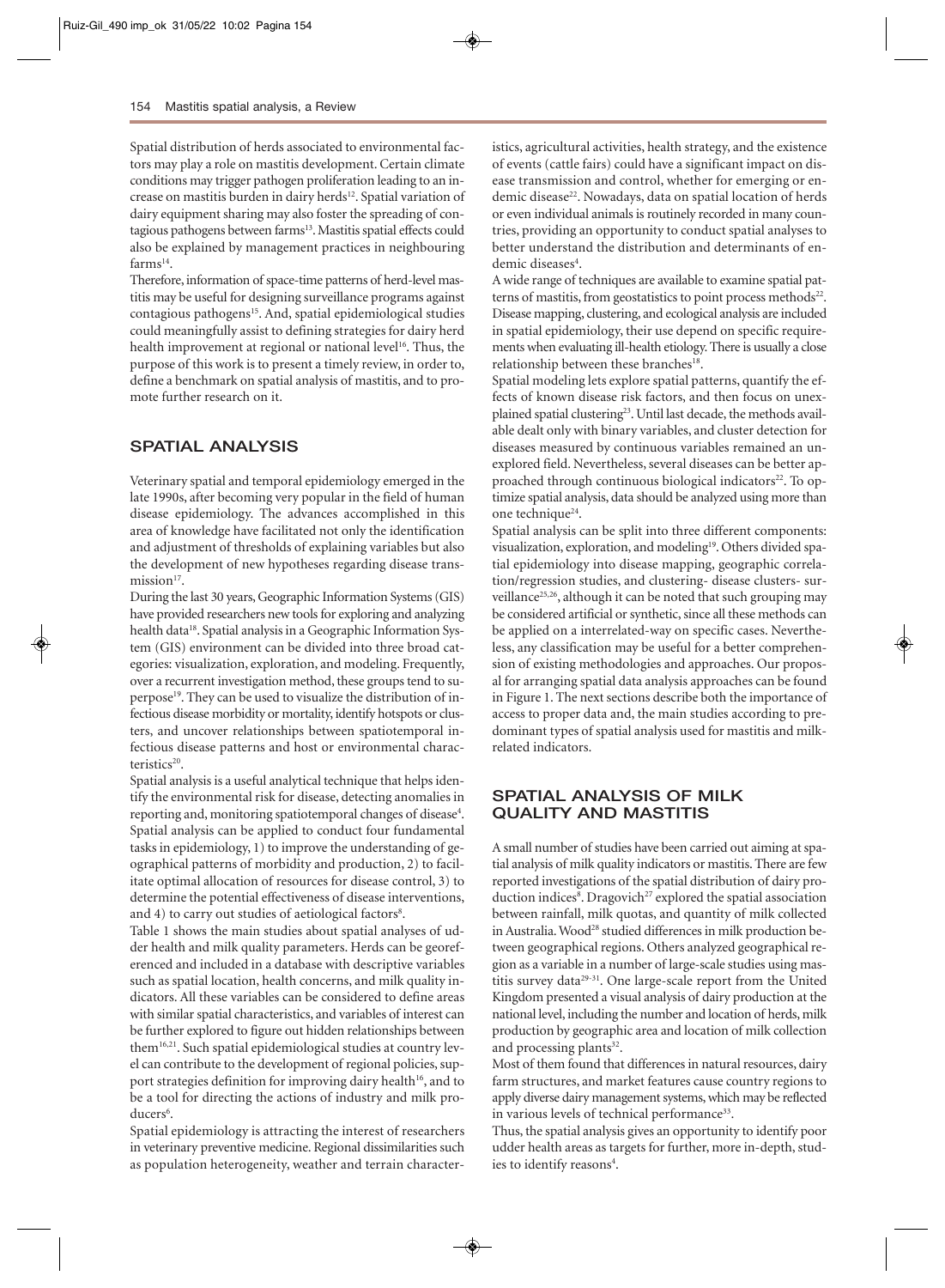Spatial distribution of herds associated to environmental factors may play a role on mastitis development. Certain climate conditions may trigger pathogen proliferation leading to an increase on mastitis burden in dairy herds[12]. Spatial variation of dairy equipment sharing may also foster the spreading of contagious pathogens between farms[13]. Mastitis spatial effects could also be explained by management practices in neighbouring farms[14].

Therefore, information of space-time patterns of herd-level mastitis may be useful for designing surveillance programs against contagious pathogens[15]. And, spatial epidemiological studies could meaningfully assist to defining strategies for dairy herd health improvement at regional or national level[16]. Thus, the purpose of this work is to present a timely review, in order to, define a benchmark on spatial analysis of mastitis, and to promote further research on it.

## SPATIAL ANALYSIS

Veterinary spatial and temporal epidemiology emerged in the late 1990s, after becoming very popular in the field of human disease epidemiology. The advances accomplished in this area of knowledge have facilitated not only the identification and adjustment of thresholds of explaining variables but also the development of new hypotheses regarding disease transmission[17].

During the last 30 years, Geographic Information Systems (GIS) have provided researchers new tools for exploring and analyzing health data[18]. Spatial analysis in a Geographic Information System (GIS) environment can be divided into three broad categories: visualization, exploration, and modeling. Frequently, over a recurrent investigation method, these groups tend to superpose[19]. They can be used to visualize the distribution of infectious disease morbidity or mortality, identify hotspots or clusters, and uncover relationships between spatiotemporal infectious disease patterns and host or environmental characteristics[20].

Spatial analysis is a useful analytical technique that helps identify the environmental risk for disease, detecting anomalies in reporting and, monitoring spatiotemporal changes of disease[4]. Spatial analysis can be applied to conduct four fundamental tasks in epidemiology, 1) to improve the understanding of geographical patterns of morbidity and production, 2) to facilitate optimal allocation of resources for disease control, 3) to determine the potential effectiveness of disease interventions, and 4) to carry out studies of aetiological factors[8].

Table 1 shows the main studies about spatial analyses of udder health and milk quality parameters. Herds can be georeferenced and included in a database with descriptive variables such as spatial location, health concerns, and milk quality indicators. All these variables can be considered to define areas with similar spatial characteristics, and variables of interest can be further explored to figure out hidden relationships between them[16,21]. Such spatial epidemiological studies at country level can contribute to the development of regional policies, support strategies definition for improving dairy health[16], and to be a tool for directing the actions of industry and milk producers[6].

Spatial epidemiology is attracting the interest of researchers in veterinary preventive medicine. Regional dissimilarities such as population heterogeneity, weather and terrain characteristics, agricultural activities, health strategy, and the existence of events (cattle fairs) could have a significant impact on disease transmission and control, whether for emerging or endemic disease[22]. Nowadays, data on spatial location of herds or even individual animals is routinely recorded in many countries, providing an opportunity to conduct spatial analyses to better understand the distribution and determinants of endemic diseases[4].

A wide range of techniques are available to examine spatial patterns of mastitis, from geostatistics to point process methods[22]. Disease mapping, clustering, and ecological analysis are included in spatial epidemiology, their use depend on specific requirements when evaluating ill-health etiology. There is usually a close relationship between these branches[18].

Spatial modeling lets explore spatial patterns, quantify the effects of known disease risk factors, and then focus on unexplained spatial clustering[23]. Until last decade, the methods available dealt only with binary variables, and cluster detection for diseases measured by continuous variables remained an unexplored field. Nevertheless, several diseases can be better approached through continuous biological indicators[22]. To optimize spatial analysis, data should be analyzed using more than one technique[24].

Spatial analysis can be split into three different components: visualization, exploration, and modeling[19]. Others divided spatial epidemiology into disease mapping, geographic correlation/regression studies, and clustering- disease clusters- surveillance[25,26], although it can be noted that such grouping may be considered artificial or synthetic, since all these methods can be applied on a interrelated-way on specific cases. Nevertheless, any classification may be useful for a better comprehension of existing methodologies and approaches. Our proposal for arranging spatial data analysis approaches can be found in Figure 1. The next sections describe both the importance of access to proper data and, the main studies according to predominant types of spatial analysis used for mastitis and milk-related indicators.

## SPATIAL ANALYSIS OF MILK QUALITY AND MASTITIS

A small number of studies have been carried out aiming at spatial analysis of milk quality indicators or mastitis. There are few reported investigations of the spatial distribution of dairy production indices[8]. Dragovich[27] explored the spatial association between rainfall, milk quotas, and quantity of milk collected in Australia. Wood[28] studied differences in milk production between geographical regions. Others analyzed geographical region as a variable in a number of large-scale studies using mastitis survey data[29-31]. One large-scale report from the United Kingdom presented a visual analysis of dairy production at the national level, including the number and location of herds, milk production by geographic area and location of milk collection and processing plants[32].

Most of them found that differences in natural resources, dairy farm structures, and market features cause country regions to apply diverse dairy management systems, which may be reflected in various levels of technical performance[33].

Thus, the spatial analysis gives an opportunity to identify poor udder health areas as targets for further, more in-depth, studies to identify reasons[4].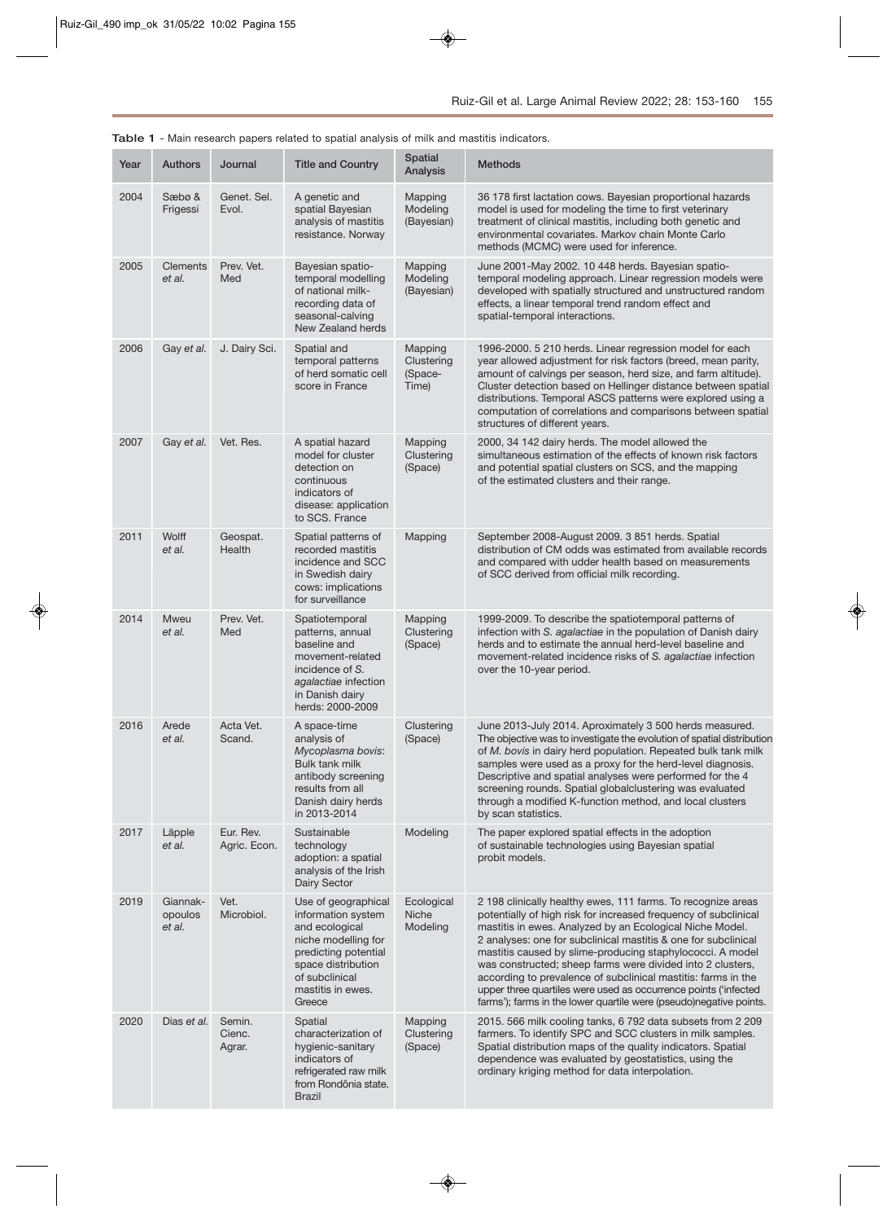**Table 1** - Main research papers related to spatial analysis of milk and mastitis indicators.

| Year | Authors | Journal | Title and Country | Spatial Analysis | Methods |
|---|---|---|---|---|---|
| 2004 | Sæbø & Frigessi | Genet. Sel. Evol. | A genetic and spatial Bayesian analysis of mastitis resistance. Norway | Mapping Modeling (Bayesian) | 36 178 first lactation cows. Bayesian proportional hazards model is used for modeling the time to first veterinary treatment of clinical mastitis, including both genetic and environmental covariates. Markov chain Monte Carlo methods (MCMC) were used for inference. |
| 2005 | Clements *et al.* | Prev. Vet. Med | Bayesian spatio-temporal modelling of national milk-recording data of seasonal-calving New Zealand herds | Mapping Modeling (Bayesian) | June 2001-May 2002. 10 448 herds. Bayesian spatio-temporal modeling approach. Linear regression models were developed with spatially structured and unstructured random effects, a linear temporal trend random effect and spatial-temporal interactions. |
| 2006 | Gay *et al.* | J. Dairy Sci. | Spatial and temporal patterns of herd somatic cell score in France | Mapping Clustering (Space-Time) | 1996-2000. 5 210 herds. Linear regression model for each year allowed adjustment for risk factors (breed, mean parity, amount of calvings per season, herd size, and farm altitude). Cluster detection based on Hellinger distance between spatial distributions. Temporal ASCS patterns were explored using a computation of correlations and comparisons between spatial structures of different years. |
| 2007 | Gay *et al.* | Vet. Res. | A spatial hazard model for cluster detection on continuous indicators of disease: application to SCS. France | Mapping Clustering (Space) | 2000, 34 142 dairy herds. The model allowed the simultaneous estimation of the effects of known risk factors and potential spatial clusters on SCS, and the mapping of the estimated clusters and their range. |
| 2011 | Wolff *et al.* | Geospat. Health | Spatial patterns of recorded mastitis incidence and SCC in Swedish dairy cows: implications for surveillance | Mapping | September 2008-August 2009. 3 851 herds. Spatial distribution of CM odds was estimated from available records and compared with udder health based on measurements of SCC derived from official milk recording. |
| 2014 | Mweu *et al.* | Prev. Vet. Med | Spatiotemporal patterns, annual baseline and movement-related incidence of *S. agalactiae* infection in Danish dairy herds: 2000-2009 | Mapping Clustering (Space) | 1999-2009. To describe the spatiotemporal patterns of infection with *S. agalactiae* in the population of Danish dairy herds and to estimate the annual herd-level baseline and movement-related incidence risks of *S. agalactiae* infection over the 10-year period. |
| 2016 | Arede *et al.* | Acta Vet. Scand. | A space-time analysis of *Mycoplasma bovis*: Bulk tank milk antibody screening results from all Danish dairy herds in 2013-2014 | Clustering (Space) | June 2013-July 2014. Aproximately 3 500 herds measured. The objective was to investigate the evolution of spatial distribution of *M. bovis* in dairy herd population. Repeated bulk tank milk samples were used as a proxy for the herd-level diagnosis. Descriptive and spatial analyses were performed for the 4 screening rounds. Spatial globalclustering was evaluated through a modified K-function method, and local clusters by scan statistics. |
| 2017 | Läpple *et al.* | Eur. Rev. Agric. Econ. | Sustainable technology adoption: a spatial analysis of the Irish Dairy Sector | Modeling | The paper explored spatial effects in the adoption of sustainable technologies using Bayesian spatial probit models. |
| 2019 | Giannak-opoulos *et al.* | Vet. Microbiol. | Use of geographical information system and ecological niche modelling for predicting potential space distribution of subclinical mastitis in ewes. Greece | Ecological Niche Modeling | 2 198 clinically healthy ewes, 111 farms. To recognize areas potentially of high risk for increased frequency of subclinical mastitis in ewes. Analyzed by an Ecological Niche Model. 2 analyses: one for subclinical mastitis & one for subclinical mastitis caused by slime-producing staphylococci. A model was constructed; sheep farms were divided into 2 clusters, according to prevalence of subclinical mastitis: farms in the upper three quartiles were used as occurrence points ('infected farms'); farms in the lower quartile were (pseudo)negative points. |
| 2020 | Dias *et al.* | Semin. Cienc. Agrar. | Spatial characterization of hygienic-sanitary indicators of refrigerated raw milk from Rondônia state. Brazil | Mapping Clustering (Space) | 2015. 566 milk cooling tanks, 6 792 data subsets from 2 209 farmers. To identify SPC and SCC clusters in milk samples. Spatial distribution maps of the quality indicators. Spatial dependence was evaluated by geostatistics, using the ordinary kriging method for data interpolation. |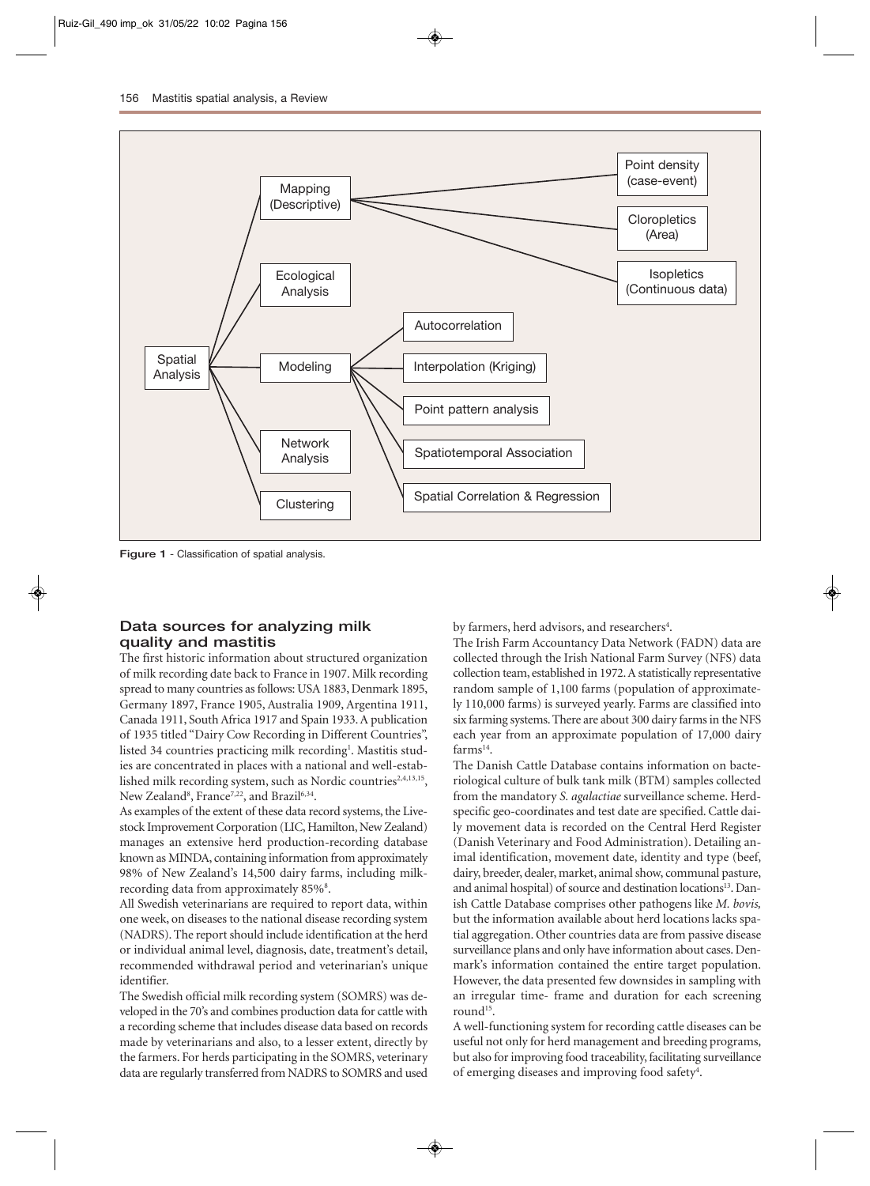- Spatial Analysis
  - Mapping (Descriptive)
    - Point density (case-event)
    - Cloropletics (Area)
    - Isopletics (Continuous data)
  - Ecological Analysis
  - Modeling
    - Autocorrelation
    - Interpolation (Kriging)
    - Point pattern analysis
    - Spatiotemporal Association
    - Spatial Correlation & Regression
  - Network Analysis
  - Clustering

**Figure 1** - Classification of spatial analysis.

## Data sources for analyzing milk quality and mastitis

The first historic information about structured organization of milk recording date back to France in 1907. Milk recording spread to many countries as follows: USA 1883, Denmark 1895, Germany 1897, France 1905, Australia 1909, Argentina 1911, Canada 1911, South Africa 1917 and Spain 1933. A publication of 1935 titled "Dairy Cow Recording in Different Countries", listed 34 countries practicing milk recording[1]. Mastitis studies are concentrated in places with a national and well-established milk recording system, such as Nordic countries[2,4,13,15], New Zealand[8], France[7,22], and Brazil[6,34].

As examples of the extent of these data record systems, the Livestock Improvement Corporation (LIC, Hamilton, New Zealand) manages an extensive herd production-recording database known as MINDA, containing information from approximately 98% of New Zealand's 14,500 dairy farms, including milk-recording data from approximately 85%[8].

All Swedish veterinarians are required to report data, within one week, on diseases to the national disease recording system (NADRS). The report should include identification at the herd or individual animal level, diagnosis, date, treatment's detail, recommended withdrawal period and veterinarian's unique identifier.

The Swedish official milk recording system (SOMRS) was developed in the 70's and combines production data for cattle with a recording scheme that includes disease data based on records made by veterinarians and also, to a lesser extent, directly by the farmers. For herds participating in the SOMRS, veterinary data are regularly transferred from NADRS to SOMRS and used by farmers, herd advisors, and researchers[4].

The Irish Farm Accountancy Data Network (FADN) data are collected through the Irish National Farm Survey (NFS) data collection team, established in 1972. A statistically representative random sample of 1,100 farms (population of approximately 110,000 farms) is surveyed yearly. Farms are classified into six farming systems. There are about 300 dairy farms in the NFS each year from an approximate population of 17,000 dairy farms[14].

The Danish Cattle Database contains information on bacteriological culture of bulk tank milk (BTM) samples collected from the mandatory *S. agalactiae* surveillance scheme. Herd-specific geo-coordinates and test date are specified. Cattle daily movement data is recorded on the Central Herd Register (Danish Veterinary and Food Administration). Detailing animal identification, movement date, identity and type (beef, dairy, breeder, dealer, market, animal show, communal pasture, and animal hospital) of source and destination locations[13]. Danish Cattle Database comprises other pathogens like *M. bovis,* but the information available about herd locations lacks spatial aggregation. Other countries data are from passive disease surveillance plans and only have information about cases. Denmark's information contained the entire target population. However, the data presented few downsides in sampling with an irregular time- frame and duration for each screening round[15].

A well-functioning system for recording cattle diseases can be useful not only for herd management and breeding programs, but also for improving food traceability, facilitating surveillance of emerging diseases and improving food safety[4].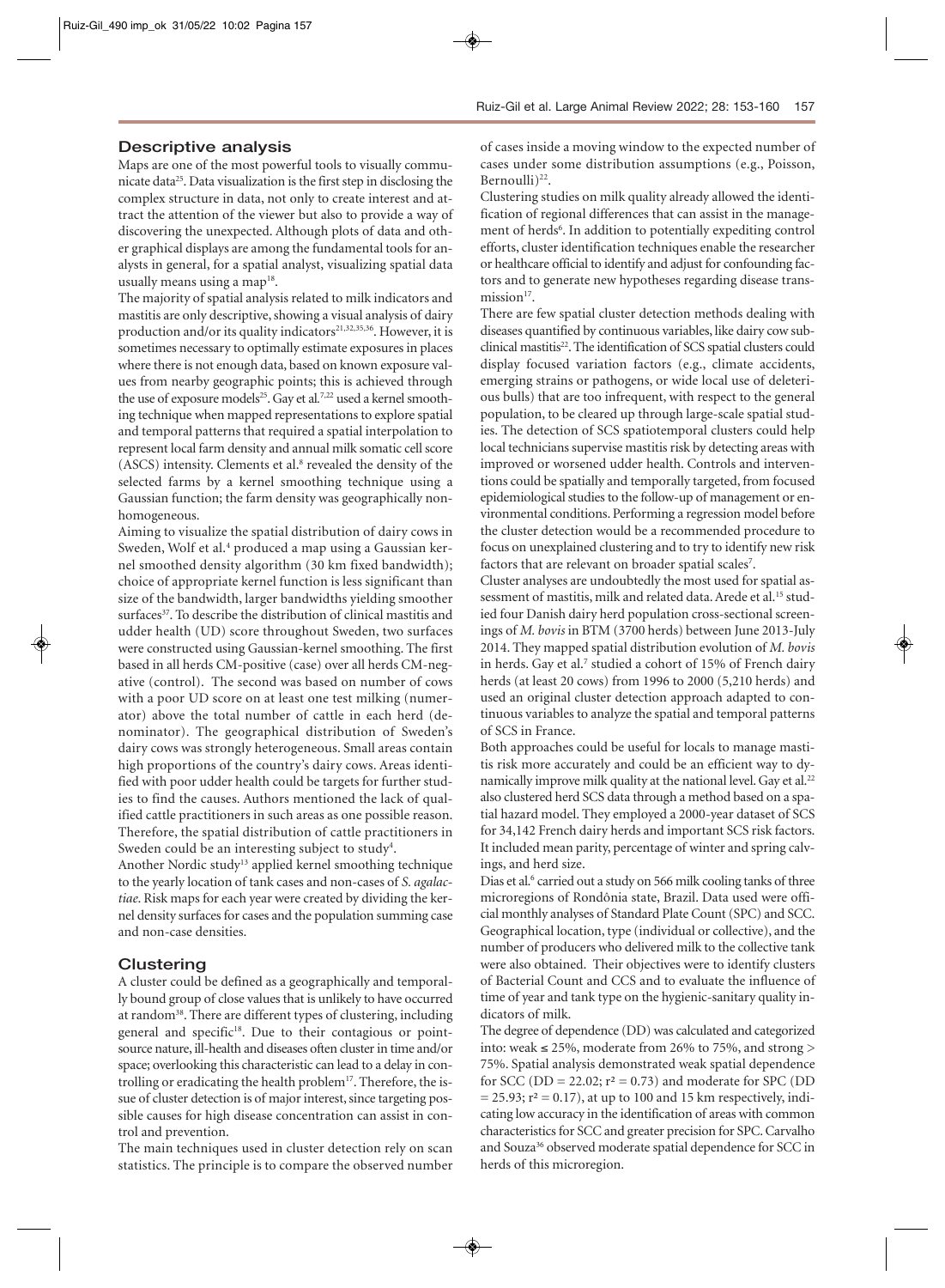## Descriptive analysis

Maps are one of the most powerful tools to visually communicate data[25]. Data visualization is the first step in disclosing the complex structure in data, not only to create interest and attract the attention of the viewer but also to provide a way of discovering the unexpected. Although plots of data and other graphical displays are among the fundamental tools for analysts in general, for a spatial analyst, visualizing spatial data usually means using a map[18].

The majority of spatial analysis related to milk indicators and mastitis are only descriptive, showing a visual analysis of dairy production and/or its quality indicators[21,32,35,36]. However, it is sometimes necessary to optimally estimate exposures in places where there is not enough data, based on known exposure values from nearby geographic points; this is achieved through the use of exposure models[25]. Gay et al.[7,22] used a kernel smoothing technique when mapped representations to explore spatial and temporal patterns that required a spatial interpolation to represent local farm density and annual milk somatic cell score (ASCS) intensity. Clements et al.[8] revealed the density of the selected farms by a kernel smoothing technique using a Gaussian function; the farm density was geographically nonhomogeneous.

Aiming to visualize the spatial distribution of dairy cows in Sweden, Wolf et al.[4] produced a map using a Gaussian kernel smoothed density algorithm (30 km fixed bandwidth); choice of appropriate kernel function is less significant than size of the bandwidth, larger bandwidths yielding smoother surfaces[37]. To describe the distribution of clinical mastitis and udder health (UD) score throughout Sweden, two surfaces were constructed using Gaussian-kernel smoothing. The first based in all herds CM-positive (case) over all herds CM-negative (control). The second was based on number of cows with a poor UD score on at least one test milking (numerator) above the total number of cattle in each herd (denominator). The geographical distribution of Sweden's dairy cows was strongly heterogeneous. Small areas contain high proportions of the country's dairy cows. Areas identified with poor udder health could be targets for further studies to find the causes. Authors mentioned the lack of qualified cattle practitioners in such areas as one possible reason. Therefore, the spatial distribution of cattle practitioners in Sweden could be an interesting subject to study[4].

Another Nordic study[13] applied kernel smoothing technique to the yearly location of tank cases and non-cases of *S. agalactiae*. Risk maps for each year were created by dividing the kernel density surfaces for cases and the population summing case and non-case densities.

## Clustering

A cluster could be defined as a geographically and temporally bound group of close values that is unlikely to have occurred at random[38]. There are different types of clustering, including general and specific[18]. Due to their contagious or point-source nature, ill-health and diseases often cluster in time and/or space; overlooking this characteristic can lead to a delay in controlling or eradicating the health problem[17]. Therefore, the issue of cluster detection is of major interest, since targeting possible causes for high disease concentration can assist in control and prevention.

The main techniques used in cluster detection rely on scan statistics. The principle is to compare the observed number of cases inside a moving window to the expected number of cases under some distribution assumptions (e.g., Poisson, Bernoulli)[22].

Clustering studies on milk quality already allowed the identification of regional differences that can assist in the management of herds[6]. In addition to potentially expediting control efforts, cluster identification techniques enable the researcher or healthcare official to identify and adjust for confounding factors and to generate new hypotheses regarding disease transmission[17].

There are few spatial cluster detection methods dealing with diseases quantified by continuous variables, like dairy cow subclinical mastitis[22]. The identification of SCS spatial clusters could display focused variation factors (e.g., climate accidents, emerging strains or pathogens, or wide local use of deleterious bulls) that are too infrequent, with respect to the general population, to be cleared up through large-scale spatial studies. The detection of SCS spatiotemporal clusters could help local technicians supervise mastitis risk by detecting areas with improved or worsened udder health. Controls and interventions could be spatially and temporally targeted, from focused epidemiological studies to the follow-up of management or environmental conditions. Performing a regression model before the cluster detection would be a recommended procedure to focus on unexplained clustering and to try to identify new risk factors that are relevant on broader spatial scales[7].

Cluster analyses are undoubtedly the most used for spatial assessment of mastitis, milk and related data. Arede et al.[15] studied four Danish dairy herd population cross-sectional screenings of *M. bovis* in BTM (3700 herds) between June 2013-July 2014. They mapped spatial distribution evolution of *M. bovis* in herds. Gay et al.[7] studied a cohort of 15% of French dairy herds (at least 20 cows) from 1996 to 2000 (5,210 herds) and used an original cluster detection approach adapted to continuous variables to analyze the spatial and temporal patterns of SCS in France.

Both approaches could be useful for locals to manage mastitis risk more accurately and could be an efficient way to dynamically improve milk quality at the national level. Gay et al.[22] also clustered herd SCS data through a method based on a spatial hazard model. They employed a 2000-year dataset of SCS for 34,142 French dairy herds and important SCS risk factors. It included mean parity, percentage of winter and spring calvings, and herd size.

Dias et al.[6] carried out a study on 566 milk cooling tanks of three microregions of Rondônia state, Brazil. Data used were official monthly analyses of Standard Plate Count (SPC) and SCC. Geographical location, type (individual or collective), and the number of producers who delivered milk to the collective tank were also obtained. Their objectives were to identify clusters of Bacterial Count and CCS and to evaluate the influence of time of year and tank type on the hygienic-sanitary quality indicators of milk.

The degree of dependence (DD) was calculated and categorized into: weak ≤ 25%, moderate from 26% to 75%, and strong > 75%. Spatial analysis demonstrated weak spatial dependence for SCC (DD = 22.02; $r^2 = 0.73$) and moderate for SPC (DD = 25.93; $r^2 = 0.17$), at up to 100 and 15 km respectively, indicating low accuracy in the identification of areas with common characteristics for SCC and greater precision for SPC. Carvalho and Souza[36] observed moderate spatial dependence for SCC in herds of this microregion.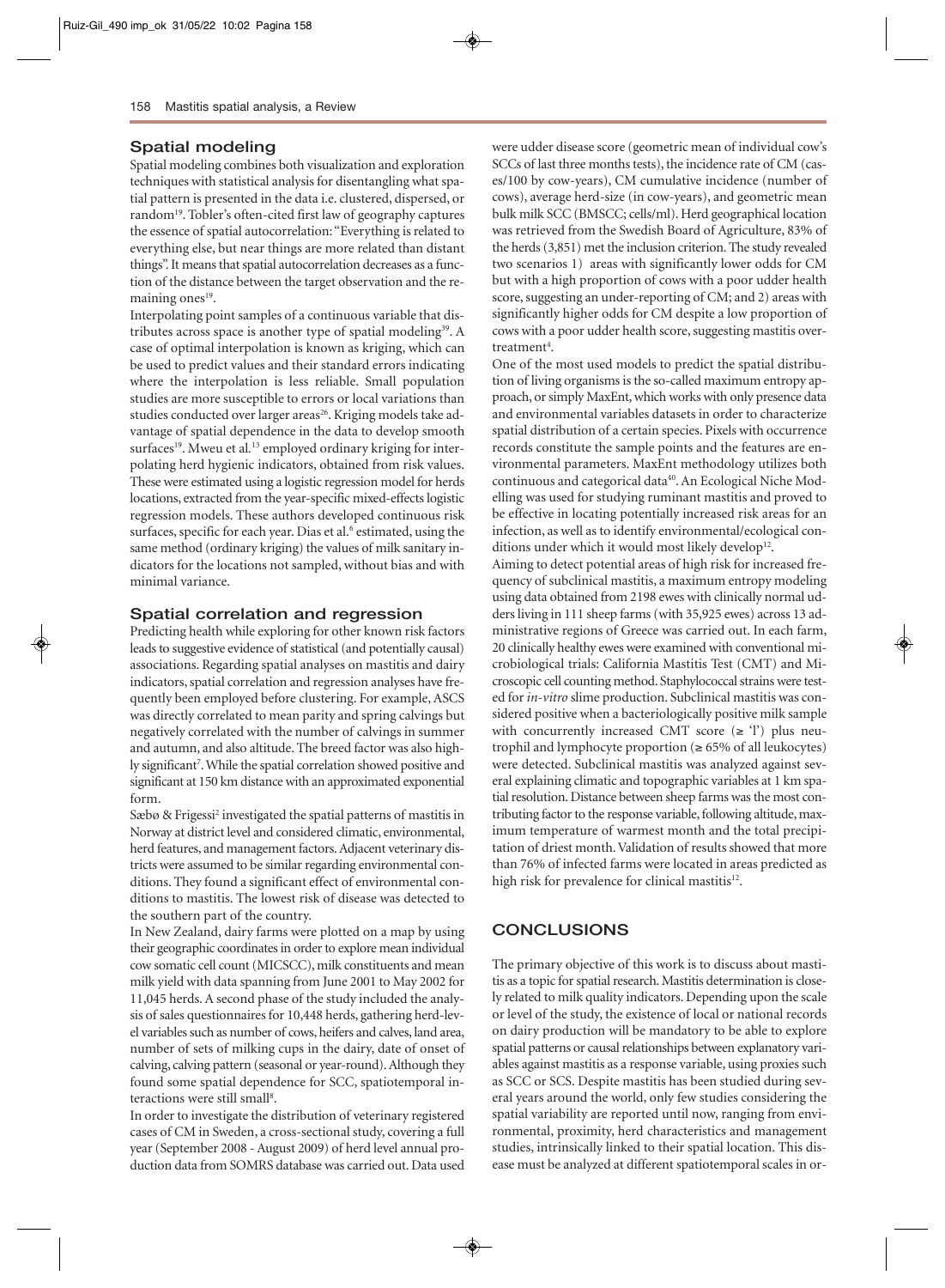## Spatial modeling

Spatial modeling combines both visualization and exploration techniques with statistical analysis for disentangling what spatial pattern is presented in the data i.e. clustered, dispersed, or random[19]. Tobler's often-cited first law of geography captures the essence of spatial autocorrelation: "Everything is related to everything else, but near things are more related than distant things". It means that spatial autocorrelation decreases as a function of the distance between the target observation and the remaining ones[19].

Interpolating point samples of a continuous variable that distributes across space is another type of spatial modeling[39]. A case of optimal interpolation is known as kriging, which can be used to predict values and their standard errors indicating where the interpolation is less reliable. Small population studies are more susceptible to errors or local variations than studies conducted over larger areas[26]. Kriging models take advantage of spatial dependence in the data to develop smooth surfaces[19]. Mweu et al.[13] employed ordinary kriging for interpolating herd hygienic indicators, obtained from risk values. These were estimated using a logistic regression model for herds locations, extracted from the year-specific mixed-effects logistic regression models. These authors developed continuous risk surfaces, specific for each year. Dias et al.[6] estimated, using the same method (ordinary kriging) the values of milk sanitary indicators for the locations not sampled, without bias and with minimal variance.

## Spatial correlation and regression

Predicting health while exploring for other known risk factors leads to suggestive evidence of statistical (and potentially causal) associations. Regarding spatial analyses on mastitis and dairy indicators, spatial correlation and regression analyses have frequently been employed before clustering. For example, ASCS was directly correlated to mean parity and spring calvings but negatively correlated with the number of calvings in summer and autumn, and also altitude. The breed factor was also highly significant[7]. While the spatial correlation showed positive and significant at 150 km distance with an approximated exponential form.

Sæbø & Frigessi[2] investigated the spatial patterns of mastitis in Norway at district level and considered climatic, environmental, herd features, and management factors. Adjacent veterinary districts were assumed to be similar regarding environmental conditions. They found a significant effect of environmental conditions to mastitis. The lowest risk of disease was detected to the southern part of the country.

In New Zealand, dairy farms were plotted on a map by using their geographic coordinates in order to explore mean individual cow somatic cell count (MICSCC), milk constituents and mean milk yield with data spanning from June 2001 to May 2002 for 11,045 herds. A second phase of the study included the analysis of sales questionnaires for 10,448 herds, gathering herd-level variables such as number of cows, heifers and calves, land area, number of sets of milking cups in the dairy, date of onset of calving, calving pattern (seasonal or year-round). Although they found some spatial dependence for SCC, spatiotemporal interactions were still small[8].

In order to investigate the distribution of veterinary registered cases of CM in Sweden, a cross-sectional study, covering a full year (September 2008 - August 2009) of herd level annual production data from SOMRS database was carried out. Data used were udder disease score (geometric mean of individual cow's SCCs of last three months tests), the incidence rate of CM (cases/100 by cow-years), CM cumulative incidence (number of cows), average herd-size (in cow-years), and geometric mean bulk milk SCC (BMSCC; cells/ml). Herd geographical location was retrieved from the Swedish Board of Agriculture, 83% of the herds (3,851) met the inclusion criterion. The study revealed two scenarios 1) areas with significantly lower odds for CM but with a high proportion of cows with a poor udder health score, suggesting an under-reporting of CM; and 2) areas with significantly higher odds for CM despite a low proportion of cows with a poor udder health score, suggesting mastitis overtreatment[4].

One of the most used models to predict the spatial distribution of living organisms is the so-called maximum entropy approach, or simply MaxEnt, which works with only presence data and environmental variables datasets in order to characterize spatial distribution of a certain species. Pixels with occurrence records constitute the sample points and the features are environmental parameters. MaxEnt methodology utilizes both continuous and categorical data[40]. An Ecological Niche Modelling was used for studying ruminant mastitis and proved to be effective in locating potentially increased risk areas for an infection, as well as to identify environmental/ecological conditions under which it would most likely develop[12].

Aiming to detect potential areas of high risk for increased frequency of subclinical mastitis, a maximum entropy modeling using data obtained from 2198 ewes with clinically normal udders living in 111 sheep farms (with 35,925 ewes) across 13 administrative regions of Greece was carried out. In each farm, 20 clinically healthy ewes were examined with conventional microbiological trials: California Mastitis Test (CMT) and Microscopic cell counting method. Staphylococcal strains were tested for *in-vitro* slime production. Subclinical mastitis was considered positive when a bacteriologically positive milk sample with concurrently increased CMT score (≥ 'l') plus neutrophil and lymphocyte proportion (≥ 65% of all leukocytes) were detected. Subclinical mastitis was analyzed against several explaining climatic and topographic variables at 1 km spatial resolution. Distance between sheep farms was the most contributing factor to the response variable, following altitude, maximum temperature of warmest month and the total precipitation of driest month. Validation of results showed that more than 76% of infected farms were located in areas predicted as high risk for prevalence for clinical mastitis[12].

# CONCLUSIONS

The primary objective of this work is to discuss about mastitis as a topic for spatial research. Mastitis determination is closely related to milk quality indicators. Depending upon the scale or level of the study, the existence of local or national records on dairy production will be mandatory to be able to explore spatial patterns or causal relationships between explanatory variables against mastitis as a response variable, using proxies such as SCC or SCS. Despite mastitis has been studied during several years around the world, only few studies considering the spatial variability are reported until now, ranging from environmental, proximity, herd characteristics and management studies, intrinsically linked to their spatial location. This disease must be analyzed at different spatiotemporal scales in or-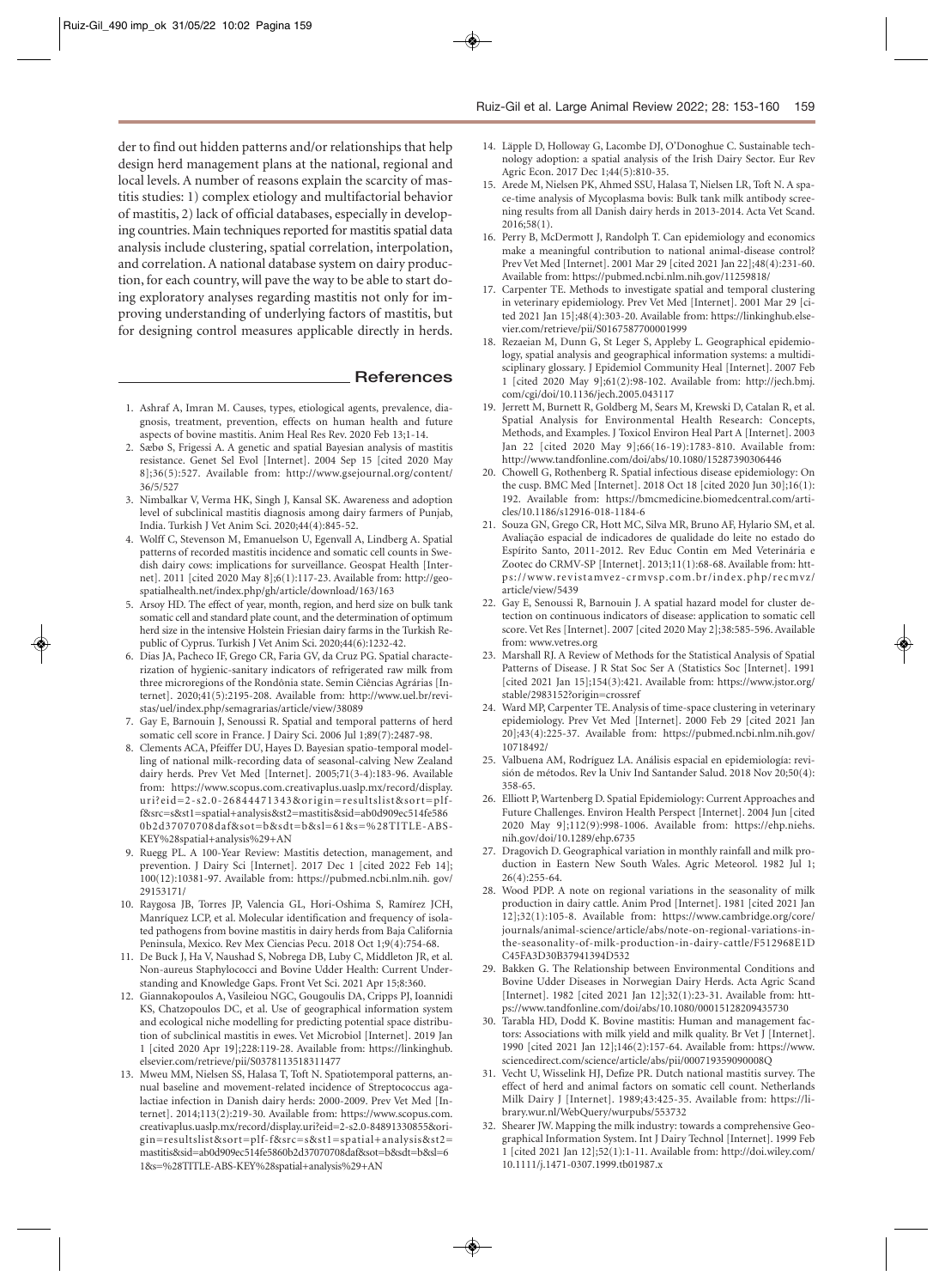der to find out hidden patterns and/or relationships that help design herd management plans at the national, regional and local levels. A number of reasons explain the scarcity of mastitis studies: 1) complex etiology and multifactorial behavior of mastitis, 2) lack of official databases, especially in developing countries. Main techniques reported for mastitis spatial data analysis include clustering, spatial correlation, interpolation, and correlation. A national database system on dairy production, for each country, will pave the way to be able to start doing exploratory analyses regarding mastitis not only for improving understanding of underlying factors of mastitis, but for designing control measures applicable directly in herds.

## References

1. Ashraf A, Imran M. Causes, types, etiological agents, prevalence, diagnosis, treatment, prevention, effects on human health and future aspects of bovine mastitis. Anim Heal Res Rev. 2020 Feb 13;1-14.
2. Sæbø S, Frigessi A. A genetic and spatial Bayesian analysis of mastitis resistance. Genet Sel Evol [Internet]. 2004 Sep 15 [cited 2020 May 8];36(5):527. Available from: http://www.gsejournal.org/content/36/5/527
3. Nimbalkar V, Verma HK, Singh J, Kansal SK. Awareness and adoption level of subclinical mastitis diagnosis among dairy farmers of Punjab, India. Turkish J Vet Anim Sci. 2020;44(4):845-52.
4. Wolff C, Stevenson M, Emanuelson U, Egenvall A, Lindberg A. Spatial patterns of recorded mastitis incidence and somatic cell counts in Swedish dairy cows: implications for surveillance. Geospat Health [Internet]. 2011 [cited 2020 May 8];6(1):117-23. Available from: http://geospatialhealth.net/index.php/gh/article/download/163/163
5. Arsoy HD. The effect of year, month, region, and herd size on bulk tank somatic cell and standard plate count, and the determination of optimum herd size in the intensive Holstein Friesian dairy farms in the Turkish Republic of Cyprus. Turkish J Vet Anim Sci. 2020;44(6):1232-42.
6. Dias JA, Pacheco IF, Grego CR, Faria GV, da Cruz PG. Spatial characterization of hygienic-sanitary indicators of refrigerated raw milk from three microregions of the Rondônia state. Semin Ciências Agrárias [Internet]. 2020;41(5):2195-208. Available from: http://www.uel.br/revistas/uel/index.php/semagrarias/article/view/38089
7. Gay E, Barnouin J, Senoussi R. Spatial and temporal patterns of herd somatic cell score in France. J Dairy Sci. 2006 Jul 1;89(7):2487-98.
8. Clements ACA, Pfeiffer DU, Hayes D. Bayesian spatio-temporal modelling of national milk-recording data of seasonal-calving New Zealand dairy herds. Prev Vet Med [Internet]. 2005;71(3-4):183-96. Available from: https://www.scopus.com.creativaplus.uaslp.mx/record/display.uri?eid=2-s2.0-26844471343&origin=resultslist&sort=plf-f&src=s&st1=spatial+analysis&st2=mastitis&sid=ab0d909ec514fe5860b2d37070708daf&sot=b&sdt=b&sl=61&s=%28TITLE-ABS-KEY%28spatial+analysis%29+AN
9. Ruegg PL. A 100-Year Review: Mastitis detection, management, and prevention. J Dairy Sci [Internet]. 2017 Dec 1 [cited 2022 Feb 14]; 100(12):10381-97. Available from: https://pubmed.ncbi.nlm.nih.gov/29153171/
10. Raygosa JB, Torres JP, Valencia GL, Hori-Oshima S, Ramírez JCH, Manríquez LCP, et al. Molecular identification and frequency of isolated pathogens from bovine mastitis in dairy herds from Baja California Peninsula, Mexico. Rev Mex Ciencias Pecu. 2018 Oct 1;9(4):754-68.
11. De Buck J, Ha V, Naushad S, Nobrega DB, Luby C, Middleton JR, et al. Non-aureus Staphylococci and Bovine Udder Health: Current Understanding and Knowledge Gaps. Front Vet Sci. 2021 Apr 15;8:360.
12. Giannakopoulos A, Vasileiou NGC, Gougoulis DA, Cripps PJ, Ioannidi KS, Chatzopoulos DC, et al. Use of geographical information system and ecological niche modelling for predicting potential space distribution of subclinical mastitis in ewes. Vet Microbiol [Internet]. 2019 Jan 1 [cited 2020 Apr 19];228:119-28. Available from: https://linkinghub.elsevier.com/retrieve/pii/S0378113518311477
13. Mweu MM, Nielsen SS, Halasa T, Toft N. Spatiotemporal patterns, annual baseline and movement-related incidence of Streptococcus agalactiae infection in Danish dairy herds: 2000-2009. Prev Vet Med [Internet]. 2014;113(2):219-30. Available from: https://www.scopus.com.creativaplus.uaslp.mx/record/display.uri?eid=2-s2.0-84891330855&origin=resultslist&sort=plf-f&src=s&st1=spatial+analysis&st2=mastitis&sid=ab0d909ec514fe5860b2d37070708daf&sot=b&sdt=b&sl=61&s=%28TITLE-ABS-KEY%28spatial+analysis%29+AN
14. Läpple D, Holloway G, Lacombe DJ, O'Donoghue C. Sustainable technology adoption: a spatial analysis of the Irish Dairy Sector. Eur Rev Agric Econ. 2017 Dec 1;44(5):810-35.
15. Arede M, Nielsen PK, Ahmed SSU, Halasa T, Nielsen LR, Toft N. A space-time analysis of Mycoplasma bovis: Bulk tank milk antibody screening results from all Danish dairy herds in 2013-2014. Acta Vet Scand. 2016;58(1).
16. Perry B, McDermott J, Randolph T. Can epidemiology and economics make a meaningful contribution to national animal-disease control? Prev Vet Med [Internet]. 2001 Mar 29 [cited 2021 Jan 22];48(4):231-60. Available from: https://pubmed.ncbi.nlm.nih.gov/11259818/
17. Carpenter TE. Methods to investigate spatial and temporal clustering in veterinary epidemiology. Prev Vet Med [Internet]. 2001 Mar 29 [cited 2021 Jan 15];48(4):303-20. Available from: https://linkinghub.elsevier.com/retrieve/pii/S0167587700001999
18. Rezaeian M, Dunn G, St Leger S, Appleby L. Geographical epidemiology, spatial analysis and geographical information systems: a multidisciplinary glossary. J Epidemiol Community Heal [Internet]. 2007 Feb 1 [cited 2020 May 9];61(2):98-102. Available from: http://jech.bmj.com/cgi/doi/10.1136/jech.2005.043117
19. Jerrett M, Burnett R, Goldberg M, Sears M, Krewski D, Catalan R, et al. Spatial Analysis for Environmental Health Research: Concepts, Methods, and Examples. J Toxicol Environ Heal Part A [Internet]. 2003 Jan 22 [cited 2020 May 9];66(16-19):1783-810. Available from: http://www.tandfonline.com/doi/abs/10.1080/15287390306446
20. Chowell G, Rothenberg R. Spatial infectious disease epidemiology: On the cusp. BMC Med [Internet]. 2018 Oct 18 [cited 2020 Jun 30];16(1): 192. Available from: https://bmcmedicine.biomedcentral.com/articles/10.1186/s12916-018-1184-6
21. Souza GN, Grego CR, Hott MC, Silva MR, Bruno AF, Hylario SM, et al. Avaliação espacial de indicadores de qualidade do leite no estado do Espírito Santo, 2011-2012. Rev Educ Contin em Med Veterinária e Zootec do CRMV-SP [Internet]. 2013;11(1):68-68. Available from: https://www.revistamvez-crmvsp.com.br/index.php/recmvz/article/view/5439
22. Gay E, Senoussi R, Barnouin J. A spatial hazard model for cluster detection on continuous indicators of disease: application to somatic cell score. Vet Res [Internet]. 2007 [cited 2020 May 2];38:585-596. Available from: www.vetres.org
23. Marshall RJ. A Review of Methods for the Statistical Analysis of Spatial Patterns of Disease. J R Stat Soc Ser A (Statistics Soc [Internet]. 1991 [cited 2021 Jan 15];154(3):421. Available from: https://www.jstor.org/stable/2983152?origin=crossref
24. Ward MP, Carpenter TE. Analysis of time-space clustering in veterinary epidemiology. Prev Vet Med [Internet]. 2000 Feb 29 [cited 2021 Jan 20];43(4):225-37. Available from: https://pubmed.ncbi.nlm.nih.gov/10718492/
25. Valbuena AM, Rodríguez LA. Análisis espacial en epidemiología: revisión de métodos. Rev la Univ Ind Santander Salud. 2018 Nov 20;50(4): 358-65.
26. Elliott P, Wartenberg D. Spatial Epidemiology: Current Approaches and Future Challenges. Environ Health Perspect [Internet]. 2004 Jun [cited 2020 May 9];112(9):998-1006. Available from: https://ehp.niehs.nih.gov/doi/10.1289/ehp.6735
27. Dragovich D. Geographical variation in monthly rainfall and milk production in Eastern New South Wales. Agric Meteorol. 1982 Jul 1; 26(4):255-64.
28. Wood PDP. A note on regional variations in the seasonality of milk production in dairy cattle. Anim Prod [Internet]. 1981 [cited 2021 Jan 12];32(1):105-8. Available from: https://www.cambridge.org/core/journals/animal-science/article/abs/note-on-regional-variations-in-the-seasonality-of-milk-production-in-dairy-cattle/F512968E1DC45FA3D30B37941394D532
29. Bakken G. The Relationship between Environmental Conditions and Bovine Udder Diseases in Norwegian Dairy Herds. Acta Agric Scand [Internet]. 1982 [cited 2021 Jan 12];32(1):23-31. Available from: https://www.tandfonline.com/doi/abs/10.1080/00015128209435730
30. Tarabla HD, Dodd K. Bovine mastitis: Human and management factors: Associations with milk yield and milk quality. Br Vet J [Internet]. 1990 [cited 2021 Jan 12];146(2):157-64. Available from: https://www.sciencedirect.com/science/article/abs/pii/000719359090008Q
31. Vecht U, Wisselink HJ, Defize PR. Dutch national mastitis survey. The effect of herd and animal factors on somatic cell count. Netherlands Milk Dairy J [Internet]. 1989;43:425-35. Available from: https://library.wur.nl/WebQuery/wurpubs/553732
32. Shearer JW. Mapping the milk industry: towards a comprehensive Geographical Information System. Int J Dairy Technol [Internet]. 1999 Feb 1 [cited 2021 Jan 12];52(1):1-11. Available from: http://doi.wiley.com/10.1111/j.1471-0307.1999.tb01987.x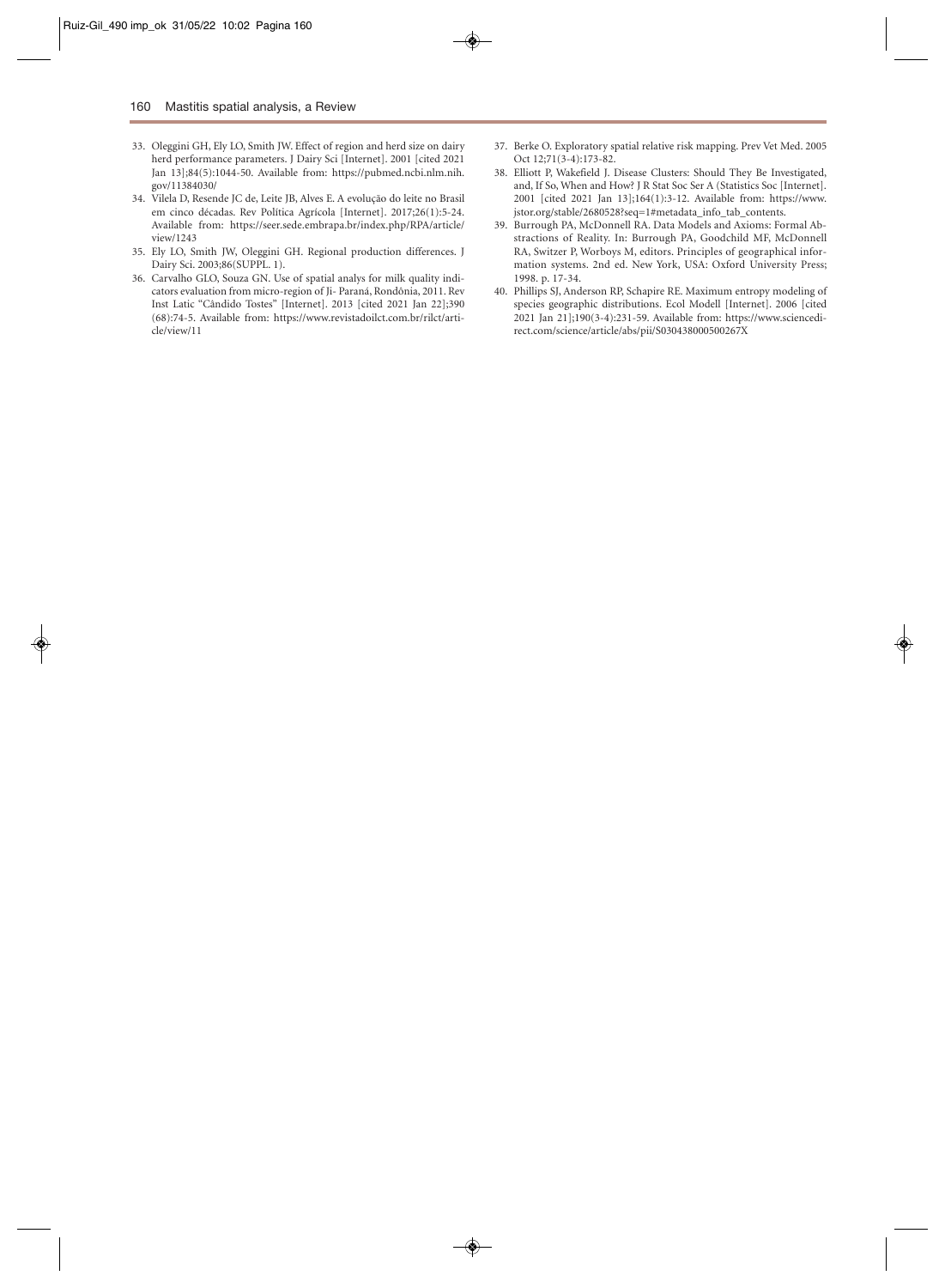33. Oleggini GH, Ely LO, Smith JW. Effect of region and herd size on dairy herd performance parameters. J Dairy Sci [Internet]. 2001 [cited 2021 Jan 13];84(5):1044-50. Available from: https://pubmed.ncbi.nlm.nih.gov/11384030/
34. Vilela D, Resende JC de, Leite JB, Alves E. A evolução do leite no Brasil em cinco décadas. Rev Política Agrícola [Internet]. 2017;26(1):5-24. Available from: https://seer.sede.embrapa.br/index.php/RPA/article/view/1243
35. Ely LO, Smith JW, Oleggini GH. Regional production differences. J Dairy Sci. 2003;86(SUPPL. 1).
36. Carvalho GLO, Souza GN. Use of spatial analys for milk quality indicators evaluation from micro-region of Ji- Paraná, Rondônia, 2011. Rev Inst Latic "Cândido Tostes" [Internet]. 2013 [cited 2021 Jan 22];390 (68):74-5. Available from: https://www.revistadoilct.com.br/rilct/article/view/11
37. Berke O. Exploratory spatial relative risk mapping. Prev Vet Med. 2005 Oct 12;71(3-4):173-82.
38. Elliott P, Wakefield J. Disease Clusters: Should They Be Investigated, and, If So, When and How? J R Stat Soc Ser A (Statistics Soc [Internet]. 2001 [cited 2021 Jan 13];164(1):3-12. Available from: https://www.jstor.org/stable/2680528?seq=1#metadata_info_tab_contents.
39. Burrough PA, McDonnell RA. Data Models and Axioms: Formal Abstractions of Reality. In: Burrough PA, Goodchild MF, McDonnell RA, Switzer P, Worboys M, editors. Principles of geographical information systems. 2nd ed. New York, USA: Oxford University Press; 1998. p. 17-34.
40. Phillips SJ, Anderson RP, Schapire RE. Maximum entropy modeling of species geographic distributions. Ecol Modell [Internet]. 2006 [cited 2021 Jan 21];190(3-4):231-59. Available from: https://www.sciencedirect.com/science/article/abs/pii/S030438000500267X